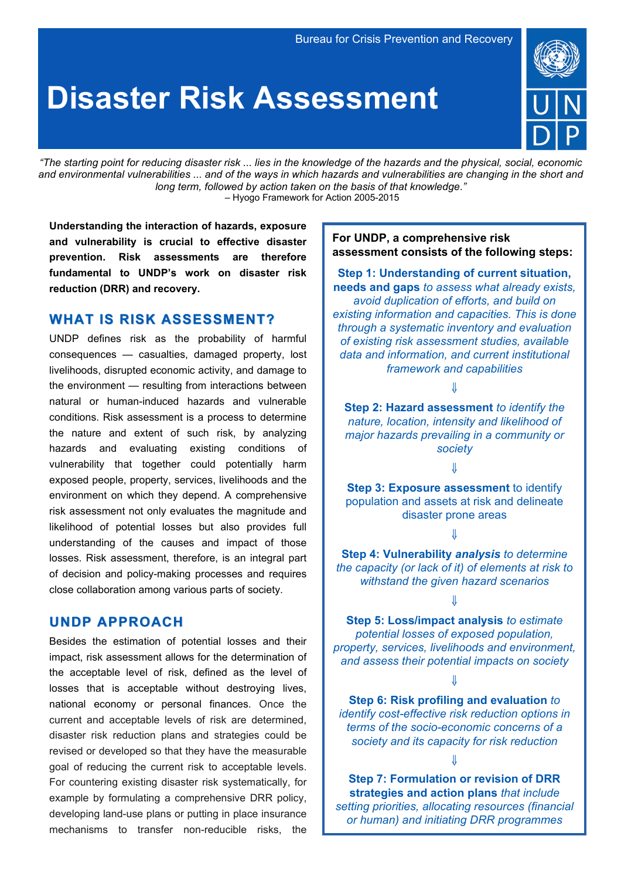Bureau for Crisis Prevention and Recovery

# Disaster Risk Assessment

*"The starting point for reducing disaster risk ... lies in the knowledge of the hazards and the physical, social, economic and environmental vulnerabilities ... and of the ways in which hazards and vulnerabilities are changing in the short and long term, followed by action taken on the basis of that knowledge."*
– Hyogo Framework for Action 2005-2015

**Understanding the interaction of hazards, exposure and vulnerability is crucial to effective disaster prevention. Risk assessments are therefore fundamental to UNDP's work on disaster risk reduction (DRR) and recovery.**

## WHAT IS RISK ASSESSMENT?

UNDP defines risk as the probability of harmful consequences — casualties, damaged property, lost livelihoods, disrupted economic activity, and damage to the environment — resulting from interactions between natural or human-induced hazards and vulnerable conditions. Risk assessment is a process to determine the nature and extent of such risk, by analyzing hazards and evaluating existing conditions of vulnerability that together could potentially harm exposed people, property, services, livelihoods and the environment on which they depend. A comprehensive risk assessment not only evaluates the magnitude and likelihood of potential losses but also provides full understanding of the causes and impact of those losses. Risk assessment, therefore, is an integral part of decision and policy-making processes and requires close collaboration among various parts of society.

## UNDP APPROACH

Besides the estimation of potential losses and their impact, risk assessment allows for the determination of the acceptable level of risk, defined as the level of losses that is acceptable without destroying lives, national economy or personal finances. Once the current and acceptable levels of risk are determined, disaster risk reduction plans and strategies could be revised or developed so that they have the measurable goal of reducing the current risk to acceptable levels. For countering existing disaster risk systematically, for example by formulating a comprehensive DRR policy, developing land-use plans or putting in place insurance mechanisms to transfer non-reducible risks, the

**For UNDP, a comprehensive risk assessment consists of the following steps:**

**Step 1: Understanding of current situation, needs and gaps** *to assess what already exists, avoid duplication of efforts, and build on existing information and capacities. This is done through a systematic inventory and evaluation of existing risk assessment studies, available data and information, and current institutional framework and capabilities*

⇓

**Step 2: Hazard assessment** *to identify the nature, location, intensity and likelihood of major hazards prevailing in a community or society*

⇓

**Step 3: Exposure assessment** to identify population and assets at risk and delineate disaster prone areas

⇓

**Step 4: Vulnerability *analysis*** *to determine the capacity (or lack of it) of elements at risk to withstand the given hazard scenarios*

⇓

**Step 5: Loss/impact analysis** *to estimate potential losses of exposed population, property, services, livelihoods and environment, and assess their potential impacts on society*

⇓

**Step 6: Risk profiling and evaluation** *to identify cost-effective risk reduction options in terms of the socio-economic concerns of a society and its capacity for risk reduction*

⇓

**Step 7: Formulation or revision of DRR strategies and action plans** *that include setting priorities, allocating resources (financial or human) and initiating DRR programmes*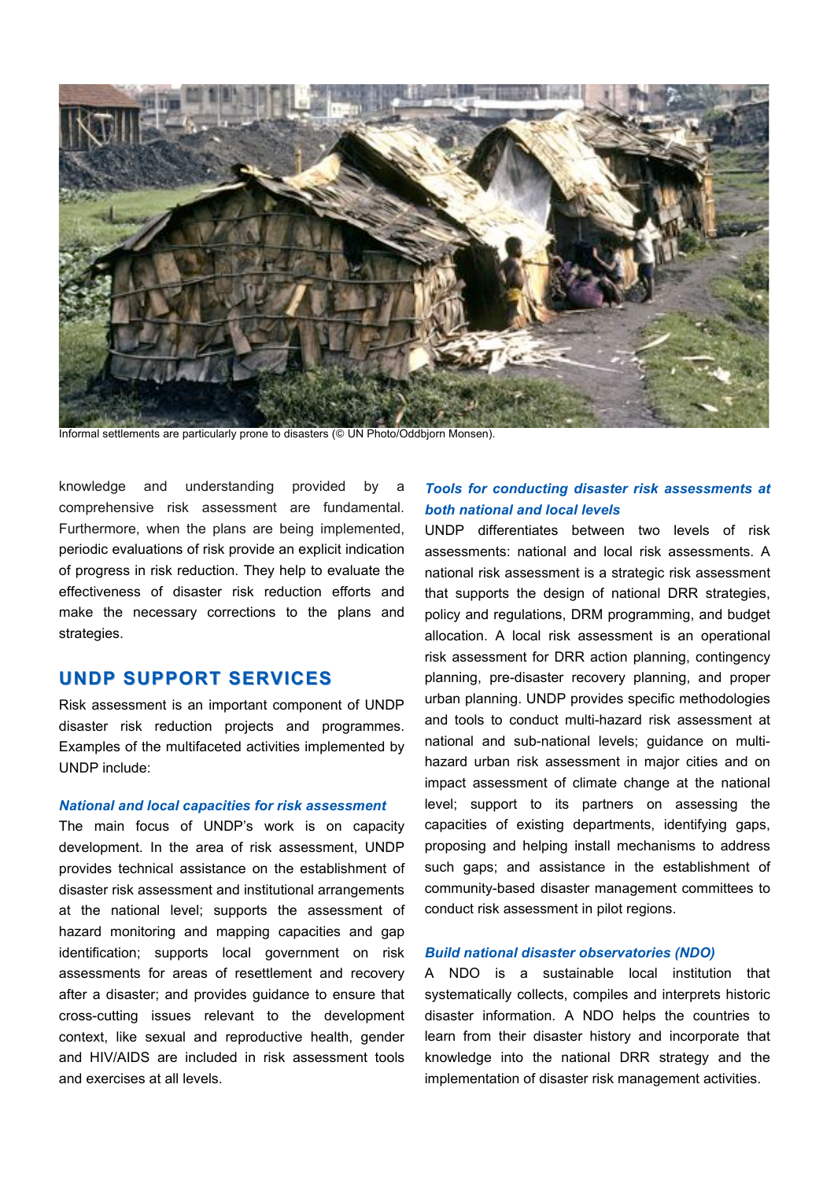Informal settlements are particularly prone to disasters (© UN Photo/Oddbjorn Monsen).

knowledge and understanding provided by a comprehensive risk assessment are fundamental. Furthermore, when the plans are being implemented, periodic evaluations of risk provide an explicit indication of progress in risk reduction. They help to evaluate the effectiveness of disaster risk reduction efforts and make the necessary corrections to the plans and strategies.

## UNDP SUPPORT SERVICES

Risk assessment is an important component of UNDP disaster risk reduction projects and programmes. Examples of the multifaceted activities implemented by UNDP include:

### *National and local capacities for risk assessment*

The main focus of UNDP's work is on capacity development. In the area of risk assessment, UNDP provides technical assistance on the establishment of disaster risk assessment and institutional arrangements at the national level; supports the assessment of hazard monitoring and mapping capacities and gap identification; supports local government on risk assessments for areas of resettlement and recovery after a disaster; and provides guidance to ensure that cross-cutting issues relevant to the development context, like sexual and reproductive health, gender and HIV/AIDS are included in risk assessment tools and exercises at all levels.

### *Tools for conducting disaster risk assessments at both national and local levels*

UNDP differentiates between two levels of risk assessments: national and local risk assessments. A national risk assessment is a strategic risk assessment that supports the design of national DRR strategies, policy and regulations, DRM programming, and budget allocation. A local risk assessment is an operational risk assessment for DRR action planning, contingency planning, pre-disaster recovery planning, and proper urban planning. UNDP provides specific methodologies and tools to conduct multi-hazard risk assessment at national and sub-national levels; guidance on multi-hazard urban risk assessment in major cities and on impact assessment of climate change at the national level; support to its partners on assessing the capacities of existing departments, identifying gaps, proposing and helping install mechanisms to address such gaps; and assistance in the establishment of community-based disaster management committees to conduct risk assessment in pilot regions.

### *Build national disaster observatories (NDO)*

A NDO is a sustainable local institution that systematically collects, compiles and interprets historic disaster information. A NDO helps the countries to learn from their disaster history and incorporate that knowledge into the national DRR strategy and the implementation of disaster risk management activities.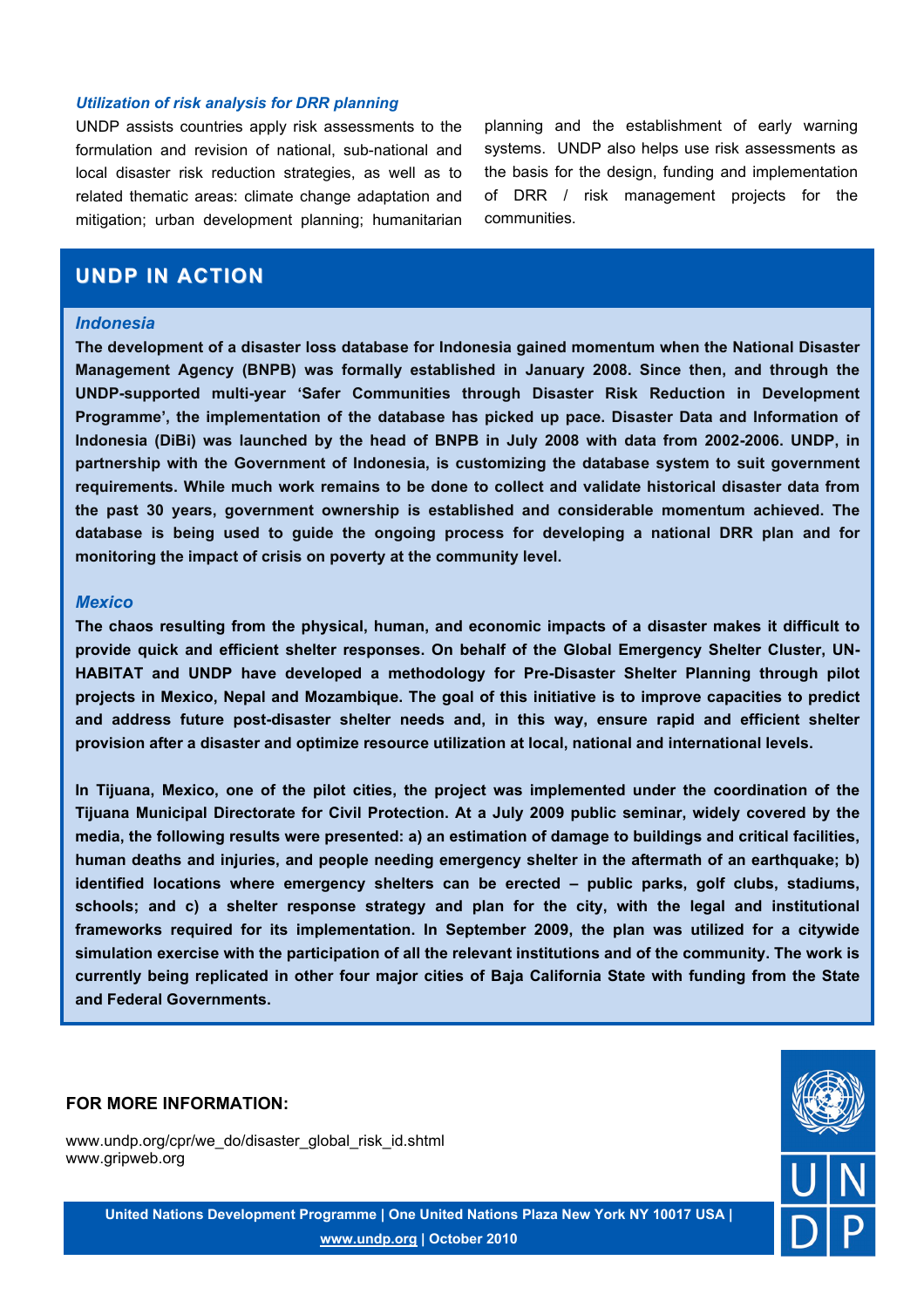*Utilization of risk analysis for DRR planning*

UNDP assists countries apply risk assessments to the formulation and revision of national, sub-national and local disaster risk reduction strategies, as well as to related thematic areas: climate change adaptation and mitigation; urban development planning; humanitarian planning and the establishment of early warning systems. UNDP also helps use risk assessments as the basis for the design, funding and implementation of DRR / risk management projects for the communities.

## UNDP IN ACTION

### *Indonesia*

**The development of a disaster loss database for Indonesia gained momentum when the National Disaster Management Agency (BNPB) was formally established in January 2008. Since then, and through the UNDP-supported multi-year 'Safer Communities through Disaster Risk Reduction in Development Programme', the implementation of the database has picked up pace. Disaster Data and Information of Indonesia (DiBi) was launched by the head of BNPB in July 2008 with data from 2002-2006. UNDP, in partnership with the Government of Indonesia, is customizing the database system to suit government requirements. While much work remains to be done to collect and validate historical disaster data from the past 30 years, government ownership is established and considerable momentum achieved. The database is being used to guide the ongoing process for developing a national DRR plan and for monitoring the impact of crisis on poverty at the community level.**

### *Mexico*

**The chaos resulting from the physical, human, and economic impacts of a disaster makes it difficult to provide quick and efficient shelter responses. On behalf of the Global Emergency Shelter Cluster, UN-HABITAT and UNDP have developed a methodology for Pre-Disaster Shelter Planning through pilot projects in Mexico, Nepal and Mozambique. The goal of this initiative is to improve capacities to predict and address future post-disaster shelter needs and, in this way, ensure rapid and efficient shelter provision after a disaster and optimize resource utilization at local, national and international levels.**

**In Tijuana, Mexico, one of the pilot cities, the project was implemented under the coordination of the Tijuana Municipal Directorate for Civil Protection. At a July 2009 public seminar, widely covered by the media, the following results were presented: a) an estimation of damage to buildings and critical facilities, human deaths and injuries, and people needing emergency shelter in the aftermath of an earthquake; b) identified locations where emergency shelters can be erected – public parks, golf clubs, stadiums, schools; and c) a shelter response strategy and plan for the city, with the legal and institutional frameworks required for its implementation. In September 2009, the plan was utilized for a citywide simulation exercise with the participation of all the relevant institutions and of the community. The work is currently being replicated in other four major cities of Baja California State with funding from the State and Federal Governments.**

**FOR MORE INFORMATION:**

www.undp.org/cpr/we_do/disaster_global_risk_id.shtml
www.gripweb.org

**United Nations Development Programme | One United Nations Plaza New York NY 10017 USA | www.undp.org | October 2010**